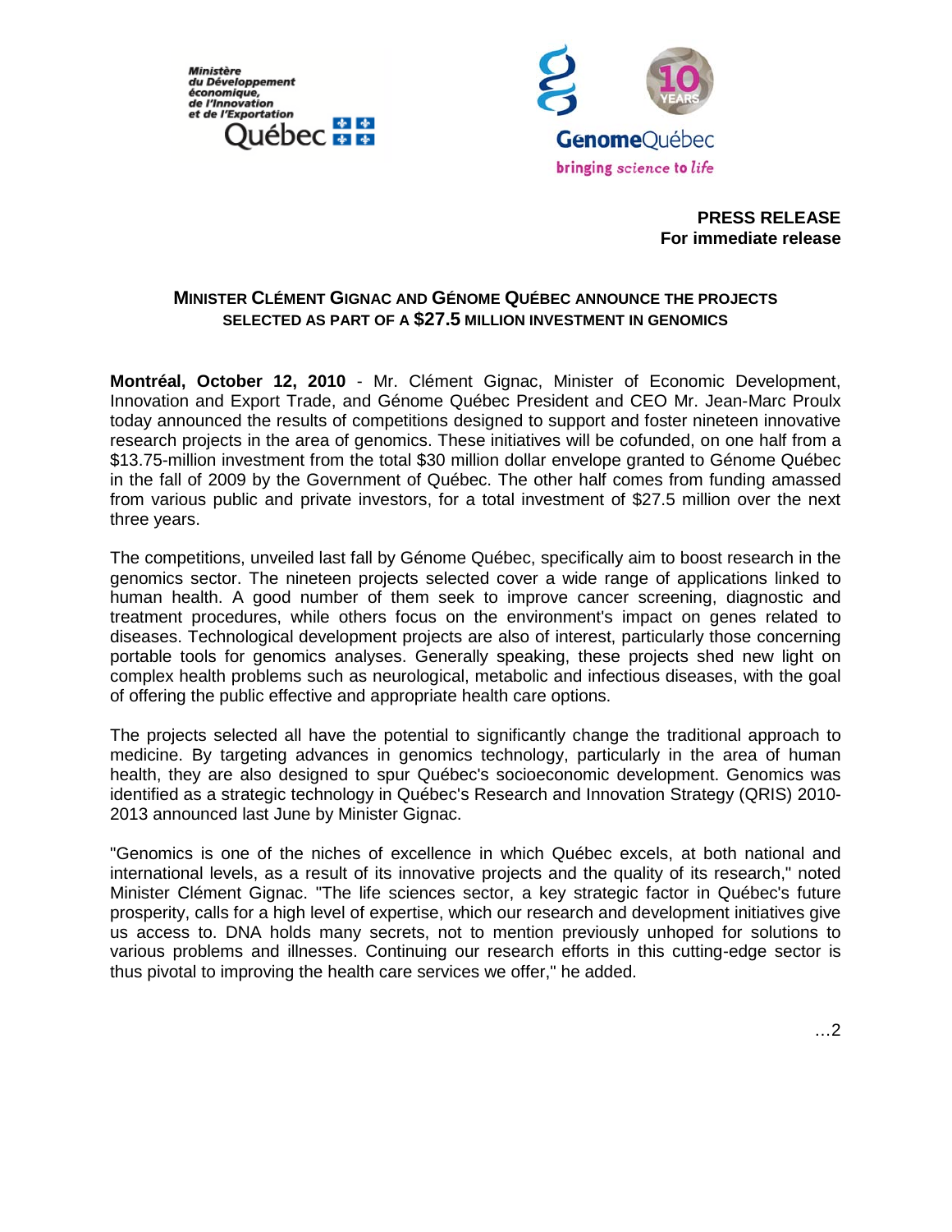**PRESS RELEASE**
**For immediate release**

## MINISTER CLÉMENT GIGNAC AND GÉNOME QUÉBEC ANNOUNCE THE PROJECTS SELECTED AS PART OF A $27.5 MILLION INVESTMENT IN GENOMICS

**Montréal, October 12, 2010** - Mr. Clément Gignac, Minister of Economic Development, Innovation and Export Trade, and Génome Québec President and CEO Mr. Jean-Marc Proulx today announced the results of competitions designed to support and foster nineteen innovative research projects in the area of genomics. These initiatives will be cofunded, on one half from a $13.75-million investment from the total $30 million dollar envelope granted to Génome Québec in the fall of 2009 by the Government of Québec. The other half comes from funding amassed from various public and private investors, for a total investment of $27.5 million over the next three years.

The competitions, unveiled last fall by Génome Québec, specifically aim to boost research in the genomics sector. The nineteen projects selected cover a wide range of applications linked to human health. A good number of them seek to improve cancer screening, diagnostic and treatment procedures, while others focus on the environment's impact on genes related to diseases. Technological development projects are also of interest, particularly those concerning portable tools for genomics analyses. Generally speaking, these projects shed new light on complex health problems such as neurological, metabolic and infectious diseases, with the goal of offering the public effective and appropriate health care options.

The projects selected all have the potential to significantly change the traditional approach to medicine. By targeting advances in genomics technology, particularly in the area of human health, they are also designed to spur Québec's socioeconomic development. Genomics was identified as a strategic technology in Québec's Research and Innovation Strategy (QRIS) 2010-2013 announced last June by Minister Gignac.

"Genomics is one of the niches of excellence in which Québec excels, at both national and international levels, as a result of its innovative projects and the quality of its research," noted Minister Clément Gignac. "The life sciences sector, a key strategic factor in Québec's future prosperity, calls for a high level of expertise, which our research and development initiatives give us access to. DNA holds many secrets, not to mention previously unhoped for solutions to various problems and illnesses. Continuing our research efforts in this cutting-edge sector is thus pivotal to improving the health care services we offer," he added.

…2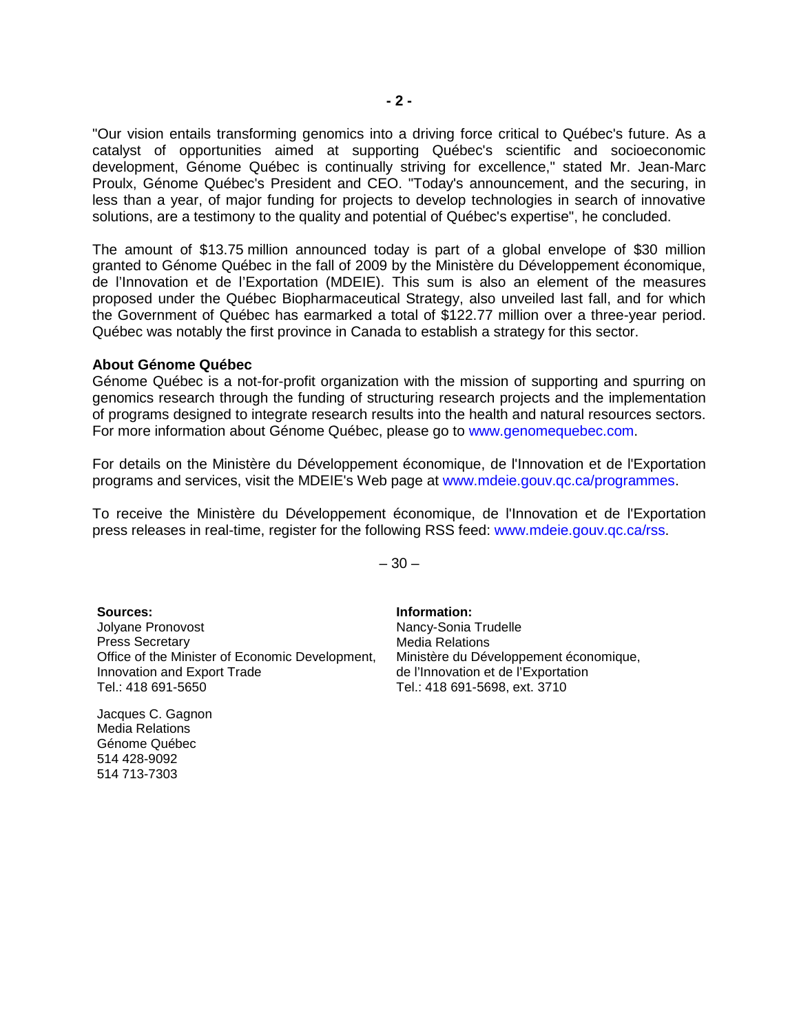"Our vision entails transforming genomics into a driving force critical to Québec's future. As a catalyst of opportunities aimed at supporting Québec's scientific and socioeconomic development, Génome Québec is continually striving for excellence," stated Mr. Jean-Marc Proulx, Génome Québec's President and CEO. "Today's announcement, and the securing, in less than a year, of major funding for projects to develop technologies in search of innovative solutions, are a testimony to the quality and potential of Québec's expertise", he concluded.

The amount of $13.75 million announced today is part of a global envelope of $30 million granted to Génome Québec in the fall of 2009 by the Ministère du Développement économique, de l'Innovation et de l'Exportation (MDEIE). This sum is also an element of the measures proposed under the Québec Biopharmaceutical Strategy, also unveiled last fall, and for which the Government of Québec has earmarked a total of $122.77 million over a three-year period. Québec was notably the first province in Canada to establish a strategy for this sector.

**About Génome Québec**

Génome Québec is a not-for-profit organization with the mission of supporting and spurring on genomics research through the funding of structuring research projects and the implementation of programs designed to integrate research results into the health and natural resources sectors. For more information about Génome Québec, please go to www.genomequebec.com.

For details on the Ministère du Développement économique, de l'Innovation et de l'Exportation programs and services, visit the MDEIE's Web page at www.mdeie.gouv.qc.ca/programmes.

To receive the Ministère du Développement économique, de l'Innovation et de l'Exportation press releases in real-time, register for the following RSS feed: www.mdeie.gouv.qc.ca/rss.

– 30 –

**Sources:**
Jolyane Pronovost
Press Secretary
Office of the Minister of Economic Development, Innovation and Export Trade
Tel.: 418 691-5650

Jacques C. Gagnon
Media Relations
Génome Québec
514 428-9092
514 713-7303

**Information:**
Nancy-Sonia Trudelle
Media Relations
Ministère du Développement économique, de l'Innovation et de l'Exportation
Tel.: 418 691-5698, ext. 3710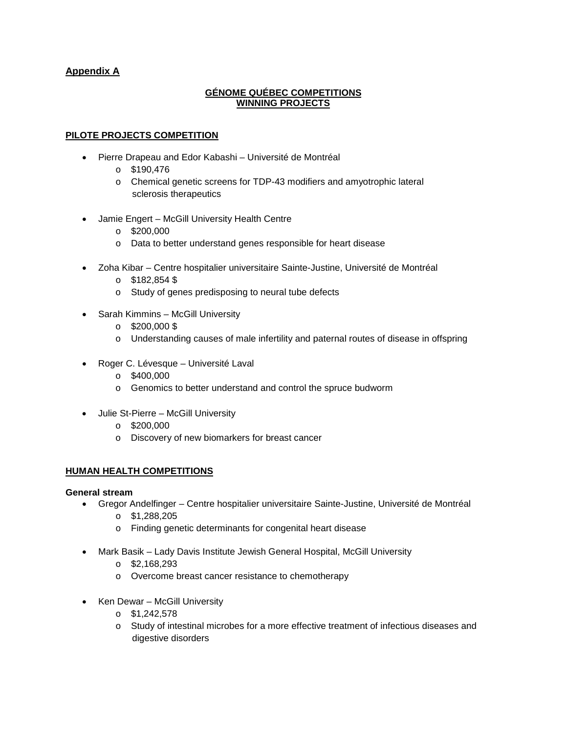**Appendix A**

## GÉNOME QUÉBEC COMPETITIONS WINNING PROJECTS

### PILOTE PROJECTS COMPETITION

- Pierre Drapeau and Edor Kabashi – Université de Montréal
  - $190,476
  - Chemical genetic screens for TDP-43 modifiers and amyotrophic lateral sclerosis therapeutics

- Jamie Engert – McGill University Health Centre
  - $200,000
  - Data to better understand genes responsible for heart disease

- Zoha Kibar – Centre hospitalier universitaire Sainte-Justine, Université de Montréal
  - $182,854 $
  - Study of genes predisposing to neural tube defects

- Sarah Kimmins – McGill University
  - $200,000 $
  - Understanding causes of male infertility and paternal routes of disease in offspring

- Roger C. Lévesque – Université Laval
  - $400,000
  - Genomics to better understand and control the spruce budworm

- Julie St-Pierre – McGill University
  - $200,000
  - Discovery of new biomarkers for breast cancer

### HUMAN HEALTH COMPETITIONS

**General stream**

- Gregor Andelfinger – Centre hospitalier universitaire Sainte-Justine, Université de Montréal
  - $1,288,205
  - Finding genetic determinants for congenital heart disease

- Mark Basik – Lady Davis Institute Jewish General Hospital, McGill University
  - $2,168,293
  - Overcome breast cancer resistance to chemotherapy

- Ken Dewar – McGill University
  - $1,242,578
  - Study of intestinal microbes for a more effective treatment of infectious diseases and digestive disorders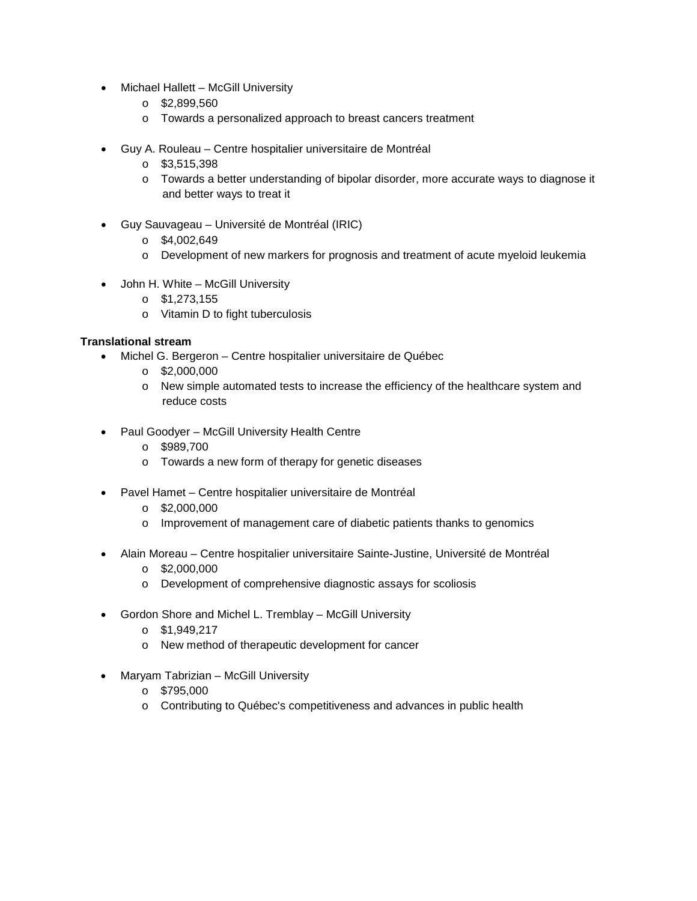- Michael Hallett – McGill University
  - $2,899,560
  - Towards a personalized approach to breast cancers treatment

- Guy A. Rouleau – Centre hospitalier universitaire de Montréal
  - $3,515,398
  - Towards a better understanding of bipolar disorder, more accurate ways to diagnose it and better ways to treat it

- Guy Sauvageau – Université de Montréal (IRIC)
  - $4,002,649
  - Development of new markers for prognosis and treatment of acute myeloid leukemia

- John H. White – McGill University
  - $1,273,155
  - Vitamin D to fight tuberculosis

**Translational stream**

- Michel G. Bergeron – Centre hospitalier universitaire de Québec
  - $2,000,000
  - New simple automated tests to increase the efficiency of the healthcare system and reduce costs

- Paul Goodyer – McGill University Health Centre
  - $989,700
  - Towards a new form of therapy for genetic diseases

- Pavel Hamet – Centre hospitalier universitaire de Montréal
  - $2,000,000
  - Improvement of management care of diabetic patients thanks to genomics

- Alain Moreau – Centre hospitalier universitaire Sainte-Justine, Université de Montréal
  - $2,000,000
  - Development of comprehensive diagnostic assays for scoliosis

- Gordon Shore and Michel L. Tremblay – McGill University
  - $1,949,217
  - New method of therapeutic development for cancer

- Maryam Tabrizian – McGill University
  - $795,000
  - Contributing to Québec's competitiveness and advances in public health